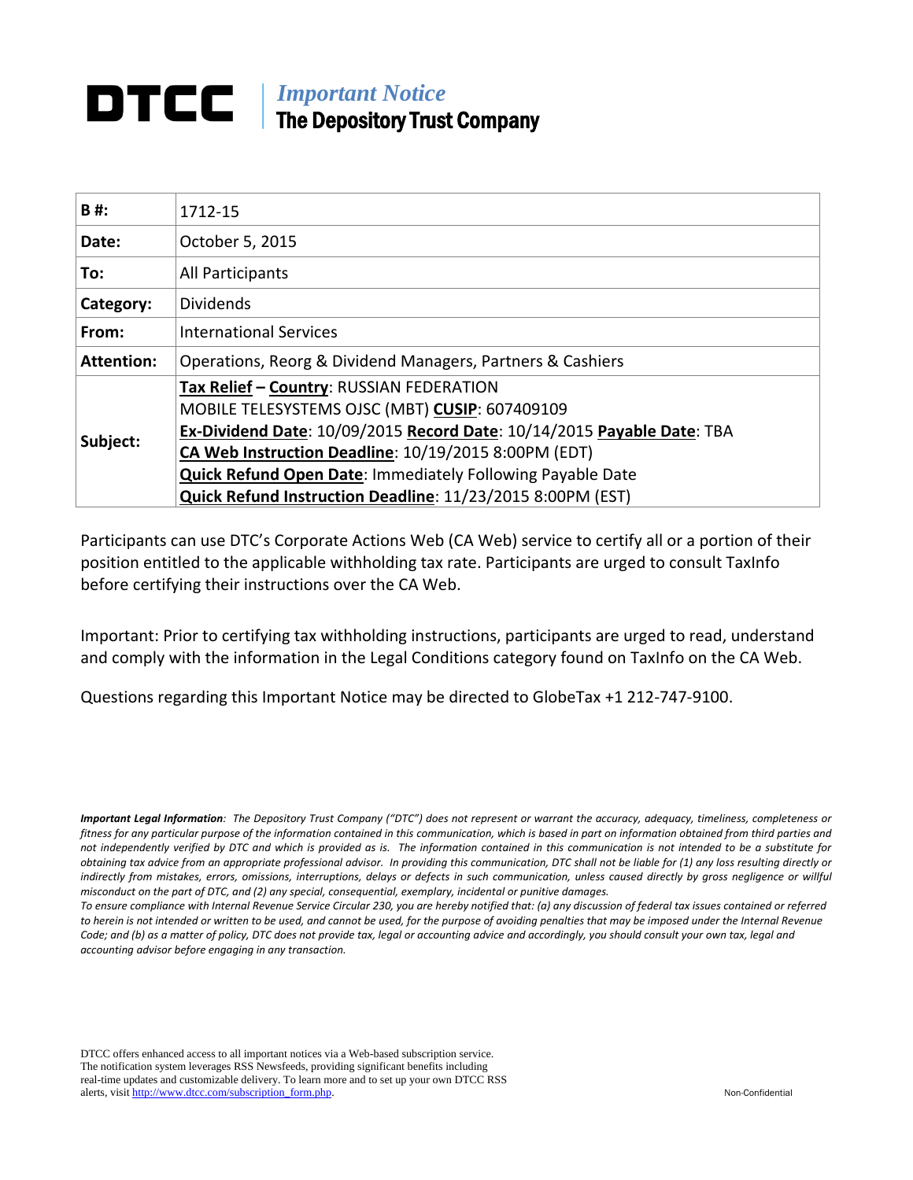# DTCC | *Important Notice*
## The Depository Trust Company

| B #: | 1712-15 |
|---|---|
| Date: | October 5, 2015 |
| To: | All Participants |
| Category: | Dividends |
| From: | International Services |
| Attention: | Operations, Reorg & Dividend Managers, Partners & Cashiers |
| Subject: | **Tax Relief – Country**: RUSSIAN FEDERATION<br>MOBILE TELESYSTEMS OJSC (MBT) **CUSIP**: 607409109<br>**Ex-Dividend Date**: 10/09/2015 **Record Date**: 10/14/2015 **Payable Date**: TBA<br>**CA Web Instruction Deadline**: 10/19/2015 8:00PM (EDT)<br>**Quick Refund Open Date**: Immediately Following Payable Date<br>**Quick Refund Instruction Deadline**: 11/23/2015 8:00PM (EST) |

Participants can use DTC's Corporate Actions Web (CA Web) service to certify all or a portion of their position entitled to the applicable withholding tax rate. Participants are urged to consult TaxInfo before certifying their instructions over the CA Web.

Important: Prior to certifying tax withholding instructions, participants are urged to read, understand and comply with the information in the Legal Conditions category found on TaxInfo on the CA Web.

Questions regarding this Important Notice may be directed to GlobeTax +1 212-747-9100.

***Important Legal Information**: The Depository Trust Company ("DTC") does not represent or warrant the accuracy, adequacy, timeliness, completeness or fitness for any particular purpose of the information contained in this communication, which is based in part on information obtained from third parties and not independently verified by DTC and which is provided as is. The information contained in this communication is not intended to be a substitute for obtaining tax advice from an appropriate professional advisor. In providing this communication, DTC shall not be liable for (1) any loss resulting directly or indirectly from mistakes, errors, omissions, interruptions, delays or defects in such communication, unless caused directly by gross negligence or willful misconduct on the part of DTC, and (2) any special, consequential, exemplary, incidental or punitive damages.*

*To ensure compliance with Internal Revenue Service Circular 230, you are hereby notified that: (a) any discussion of federal tax issues contained or referred to herein is not intended or written to be used, and cannot be used, for the purpose of avoiding penalties that may be imposed under the Internal Revenue Code; and (b) as a matter of policy, DTC does not provide tax, legal or accounting advice and accordingly, you should consult your own tax, legal and accounting advisor before engaging in any transaction.*

DTCC offers enhanced access to all important notices via a Web-based subscription service. The notification system leverages RSS Newsfeeds, providing significant benefits including real-time updates and customizable delivery. To learn more and to set up your own DTCC RSS alerts, visit http://www.dtcc.com/subscription_form.php.

Non-Confidential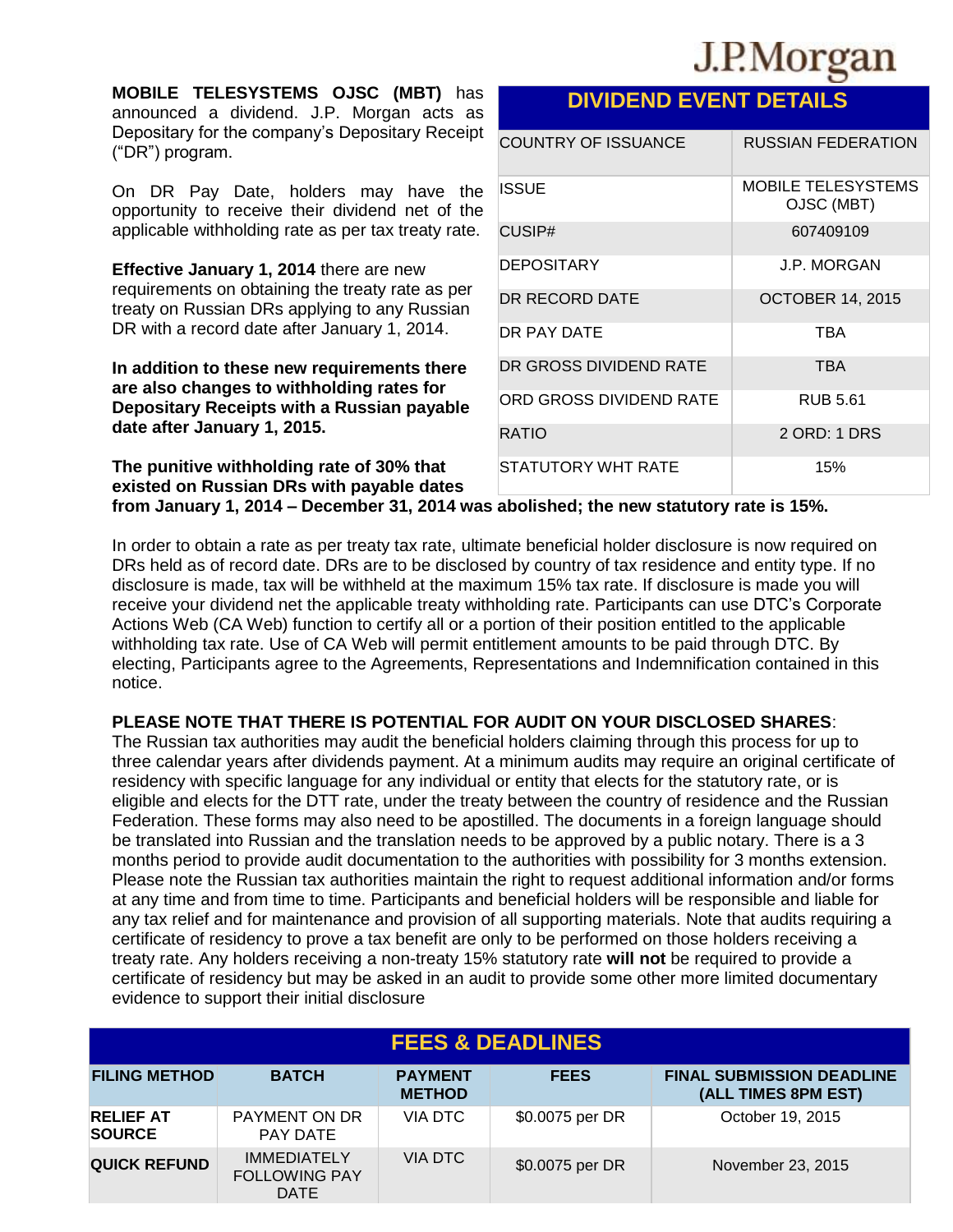**MOBILE TELESYSTEMS OJSC (MBT)** has announced a dividend. J.P. Morgan acts as Depositary for the company's Depositary Receipt ("DR") program.

On DR Pay Date, holders may have the opportunity to receive their dividend net of the applicable withholding rate as per tax treaty rate.

**Effective January 1, 2014** there are new requirements on obtaining the treaty rate as per treaty on Russian DRs applying to any Russian DR with a record date after January 1, 2014.

**In addition to these new requirements there are also changes to withholding rates for Depositary Receipts with a Russian payable date after January 1, 2015.**

**The punitive withholding rate of 30% that existed on Russian DRs with payable dates from January 1, 2014 – December 31, 2014 was abolished; the new statutory rate is 15%.**

| DIVIDEND EVENT DETAILS | |
|---|---|
| COUNTRY OF ISSUANCE | RUSSIAN FEDERATION |
| ISSUE | MOBILE TELESYSTEMS OJSC (MBT) |
| CUSIP# | 607409109 |
| DEPOSITARY | J.P. MORGAN |
| DR RECORD DATE | OCTOBER 14, 2015 |
| DR PAY DATE | TBA |
| DR GROSS DIVIDEND RATE | TBA |
| ORD GROSS DIVIDEND RATE | RUB 5.61 |
| RATIO | 2 ORD: 1 DRS |
| STATUTORY WHT RATE | 15% |

In order to obtain a rate as per treaty tax rate, ultimate beneficial holder disclosure is now required on DRs held as of record date. DRs are to be disclosed by country of tax residence and entity type. If no disclosure is made, tax will be withheld at the maximum 15% tax rate. If disclosure is made you will receive your dividend net the applicable treaty withholding rate. Participants can use DTC's Corporate Actions Web (CA Web) function to certify all or a portion of their position entitled to the applicable withholding tax rate. Use of CA Web will permit entitlement amounts to be paid through DTC. By electing, Participants agree to the Agreements, Representations and Indemnification contained in this notice.

**PLEASE NOTE THAT THERE IS POTENTIAL FOR AUDIT ON YOUR DISCLOSED SHARES**:
The Russian tax authorities may audit the beneficial holders claiming through this process for up to three calendar years after dividends payment. At a minimum audits may require an original certificate of residency with specific language for any individual or entity that elects for the statutory rate, or is eligible and elects for the DTT rate, under the treaty between the country of residence and the Russian Federation. These forms may also need to be apostilled. The documents in a foreign language should be translated into Russian and the translation needs to be approved by a public notary. There is a 3 months period to provide audit documentation to the authorities with possibility for 3 months extension. Please note the Russian tax authorities maintain the right to request additional information and/or forms at any time and from time to time. Participants and beneficial holders will be responsible and liable for any tax relief and for maintenance and provision of all supporting materials. Note that audits requiring a certificate of residency to prove a tax benefit are only to be performed on those holders receiving a treaty rate. Any holders receiving a non-treaty 15% statutory rate **will not** be required to provide a certificate of residency but may be asked in an audit to provide some other more limited documentary evidence to support their initial disclosure

## FEES & DEADLINES

| FILING METHOD | BATCH | PAYMENT METHOD | FEES | FINAL SUBMISSION DEADLINE (ALL TIMES 8PM EST) |
|---|---|---|---|---|
| **RELIEF AT SOURCE** | PAYMENT ON DR PAY DATE | VIA DTC | $0.0075 per DR | October 19, 2015 |
| **QUICK REFUND** | IMMEDIATELY FOLLOWING PAY DATE | VIA DTC | $0.0075 per DR | November 23, 2015 |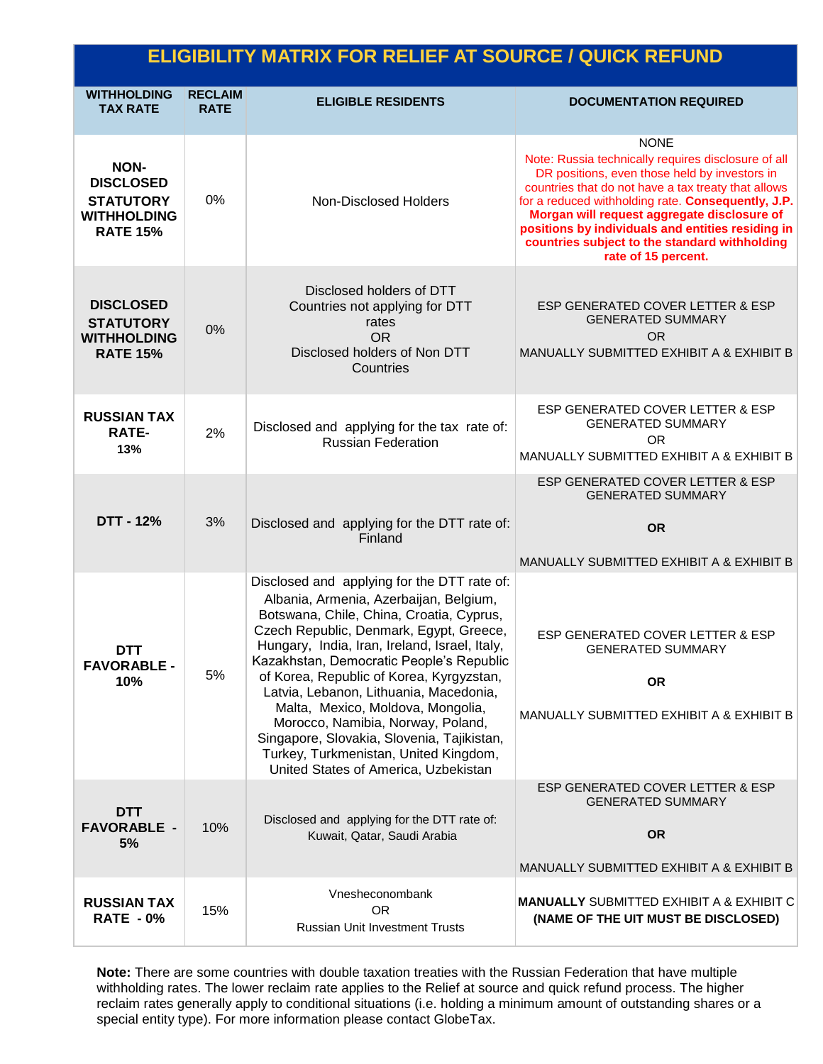# ELIGIBILITY MATRIX FOR RELIEF AT SOURCE / QUICK REFUND

| WITHHOLDING TAX RATE | RECLAIM RATE | ELIGIBLE RESIDENTS | DOCUMENTATION REQUIRED |
|---|---|---|---|
| **NON-DISCLOSED STATUTORY WITHHOLDING RATE 15%** | 0% | Non-Disclosed Holders | NONE<br>Note: Russia technically requires disclosure of all DR positions, even those held by investors in countries that do not have a tax treaty that allows for a reduced withholding rate. **Consequently, J.P. Morgan will request aggregate disclosure of positions by individuals and entities residing in countries subject to the standard withholding rate of 15 percent.** |
| **DISCLOSED STATUTORY WITHHOLDING RATE 15%** | 0% | Disclosed holders of DTT Countries not applying for DTT rates<br>OR<br>Disclosed holders of Non DTT Countries | ESP GENERATED COVER LETTER & ESP GENERATED SUMMARY<br>OR<br>MANUALLY SUBMITTED EXHIBIT A & EXHIBIT B |
| **RUSSIAN TAX RATE- 13%** | 2% | Disclosed and applying for the tax rate of: Russian Federation | ESP GENERATED COVER LETTER & ESP GENERATED SUMMARY<br>OR<br>MANUALLY SUBMITTED EXHIBIT A & EXHIBIT B |
| **DTT - 12%** | 3% | Disclosed and applying for the DTT rate of: Finland | ESP GENERATED COVER LETTER & ESP GENERATED SUMMARY<br>**OR**<br>MANUALLY SUBMITTED EXHIBIT A & EXHIBIT B |
| **DTT FAVORABLE - 10%** | 5% | Disclosed and applying for the DTT rate of: Albania, Armenia, Azerbaijan, Belgium, Botswana, Chile, China, Croatia, Cyprus, Czech Republic, Denmark, Egypt, Greece, Hungary, India, Iran, Ireland, Israel, Italy, Kazakhstan, Democratic People's Republic of Korea, Republic of Korea, Kyrgyzstan, Latvia, Lebanon, Lithuania, Macedonia, Malta, Mexico, Moldova, Mongolia, Morocco, Namibia, Norway, Poland, Singapore, Slovakia, Slovenia, Tajikistan, Turkey, Turkmenistan, United Kingdom, United States of America, Uzbekistan | ESP GENERATED COVER LETTER & ESP GENERATED SUMMARY<br>**OR**<br>MANUALLY SUBMITTED EXHIBIT A & EXHIBIT B |
| **DTT FAVORABLE - 5%** | 10% | Disclosed and applying for the DTT rate of: Kuwait, Qatar, Saudi Arabia | ESP GENERATED COVER LETTER & ESP GENERATED SUMMARY<br>**OR**<br>MANUALLY SUBMITTED EXHIBIT A & EXHIBIT B |
| **RUSSIAN TAX RATE - 0%** | 15% | Vnesheconombank<br>OR<br>Russian Unit Investment Trusts | **MANUALLY** SUBMITTED EXHIBIT A & EXHIBIT C **(NAME OF THE UIT MUST BE DISCLOSED)** |

**Note:** There are some countries with double taxation treaties with the Russian Federation that have multiple withholding rates. The lower reclaim rate applies to the Relief at source and quick refund process. The higher reclaim rates generally apply to conditional situations (i.e. holding a minimum amount of outstanding shares or a special entity type). For more information please contact GlobeTax.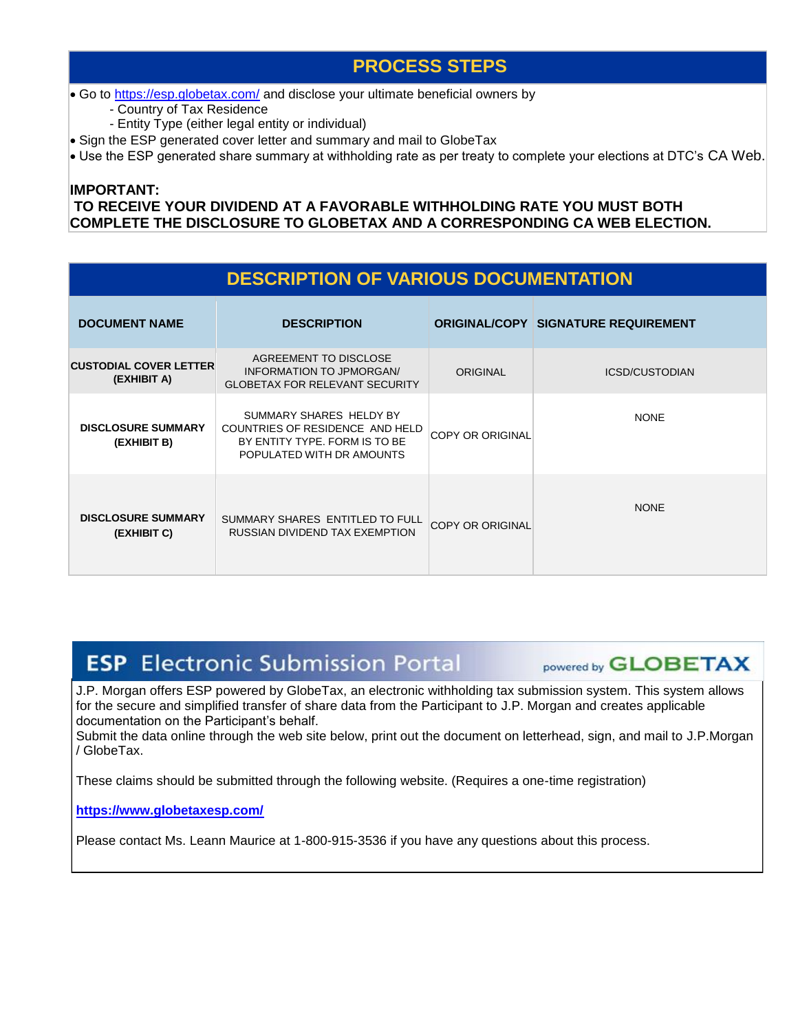## PROCESS STEPS

- Go to https://esp.globetax.com/ and disclose your ultimate beneficial owners by
  - Country of Tax Residence
  - Entity Type (either legal entity or individual)
- Sign the ESP generated cover letter and summary and mail to GlobeTax
- Use the ESP generated share summary at withholding rate as per treaty to complete your elections at DTC's CA Web.

**IMPORTANT:**
**TO RECEIVE YOUR DIVIDEND AT A FAVORABLE WITHHOLDING RATE YOU MUST BOTH COMPLETE THE DISCLOSURE TO GLOBETAX AND A CORRESPONDING CA WEB ELECTION.**

## DESCRIPTION OF VARIOUS DOCUMENTATION

| DOCUMENT NAME | DESCRIPTION | ORIGINAL/COPY | SIGNATURE REQUIREMENT |
|---|---|---|---|
| **CUSTODIAL COVER LETTER (EXHIBIT A)** | AGREEMENT TO DISCLOSE INFORMATION TO JPMORGAN/ GLOBETAX FOR RELEVANT SECURITY | ORIGINAL | ICSD/CUSTODIAN |
| **DISCLOSURE SUMMARY (EXHIBIT B)** | SUMMARY SHARES HELDY BY COUNTRIES OF RESIDENCE AND HELD BY ENTITY TYPE. FORM IS TO BE POPULATED WITH DR AMOUNTS | COPY OR ORIGINAL | NONE |
| **DISCLOSURE SUMMARY (EXHIBIT C)** | SUMMARY SHARES ENTITLED TO FULL RUSSIAN DIVIDEND TAX EXEMPTION | COPY OR ORIGINAL | NONE |

## ESP Electronic Submission Portal

powered by GLOBETAX

J.P. Morgan offers ESP powered by GlobeTax, an electronic withholding tax submission system. This system allows for the secure and simplified transfer of share data from the Participant to J.P. Morgan and creates applicable documentation on the Participant's behalf.
Submit the data online through the web site below, print out the document on letterhead, sign, and mail to J.P.Morgan / GlobeTax.

These claims should be submitted through the following website. (Requires a one-time registration)

**https://www.globetaxesp.com/**

Please contact Ms. Leann Maurice at 1-800-915-3536 if you have any questions about this process.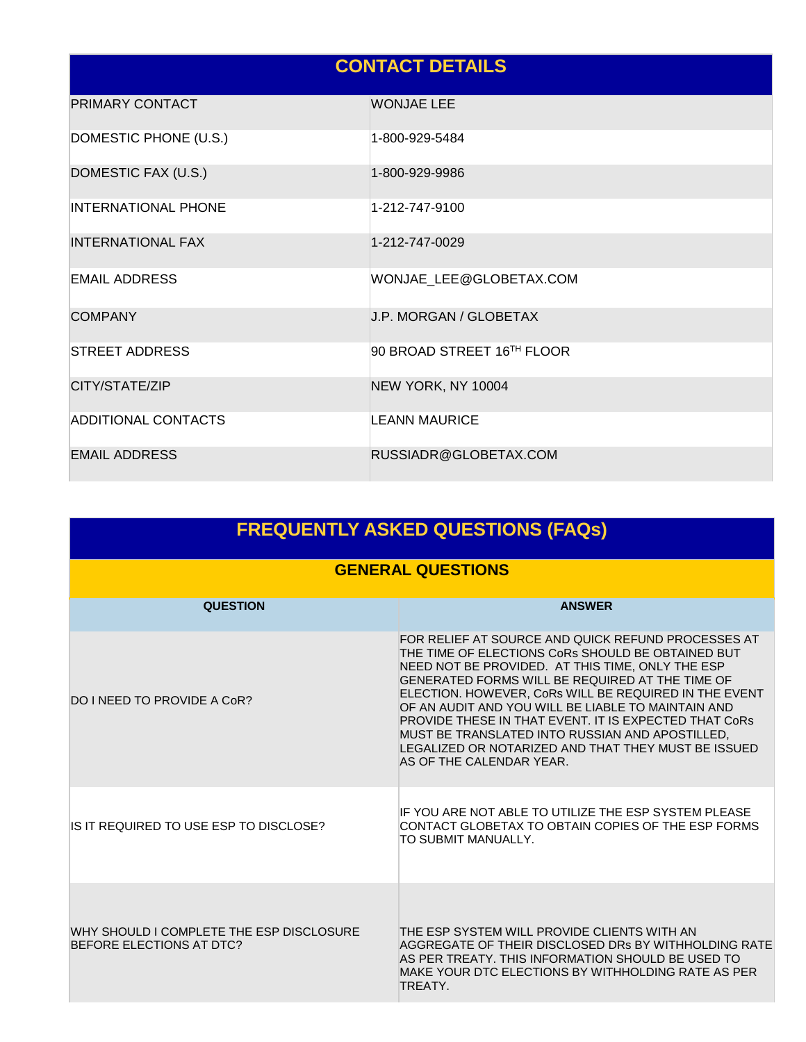## CONTACT DETAILS

| | |
|---|---|
| PRIMARY CONTACT | WONJAE LEE |
| DOMESTIC PHONE (U.S.) | 1-800-929-5484 |
| DOMESTIC FAX (U.S.) | 1-800-929-9986 |
| INTERNATIONAL PHONE | 1-212-747-9100 |
| INTERNATIONAL FAX | 1-212-747-0029 |
| EMAIL ADDRESS | WONJAE_LEE@GLOBETAX.COM |
| COMPANY | J.P. MORGAN / GLOBETAX |
| STREET ADDRESS | 90 BROAD STREET 16TH FLOOR |
| CITY/STATE/ZIP | NEW YORK, NY 10004 |
| ADDITIONAL CONTACTS | LEANN MAURICE |
| EMAIL ADDRESS | RUSSIADR@GLOBETAX.COM |

## FREQUENTLY ASKED QUESTIONS (FAQs)

### GENERAL QUESTIONS

| QUESTION | ANSWER |
|---|---|
| DO I NEED TO PROVIDE A CoR? | FOR RELIEF AT SOURCE AND QUICK REFUND PROCESSES AT THE TIME OF ELECTIONS CoRs SHOULD BE OBTAINED BUT NEED NOT BE PROVIDED. AT THIS TIME, ONLY THE ESP GENERATED FORMS WILL BE REQUIRED AT THE TIME OF ELECTION. HOWEVER, CoRs WILL BE REQUIRED IN THE EVENT OF AN AUDIT AND YOU WILL BE LIABLE TO MAINTAIN AND PROVIDE THESE IN THAT EVENT. IT IS EXPECTED THAT CoRs MUST BE TRANSLATED INTO RUSSIAN AND APOSTILLED, LEGALIZED OR NOTARIZED AND THAT THEY MUST BE ISSUED AS OF THE CALENDAR YEAR. |
| IS IT REQUIRED TO USE ESP TO DISCLOSE? | IF YOU ARE NOT ABLE TO UTILIZE THE ESP SYSTEM PLEASE CONTACT GLOBETAX TO OBTAIN COPIES OF THE ESP FORMS TO SUBMIT MANUALLY. |
| WHY SHOULD I COMPLETE THE ESP DISCLOSURE BEFORE ELECTIONS AT DTC? | THE ESP SYSTEM WILL PROVIDE CLIENTS WITH AN AGGREGATE OF THEIR DISCLOSED DRs BY WITHHOLDING RATE AS PER TREATY. THIS INFORMATION SHOULD BE USED TO MAKE YOUR DTC ELECTIONS BY WITHHOLDING RATE AS PER TREATY. |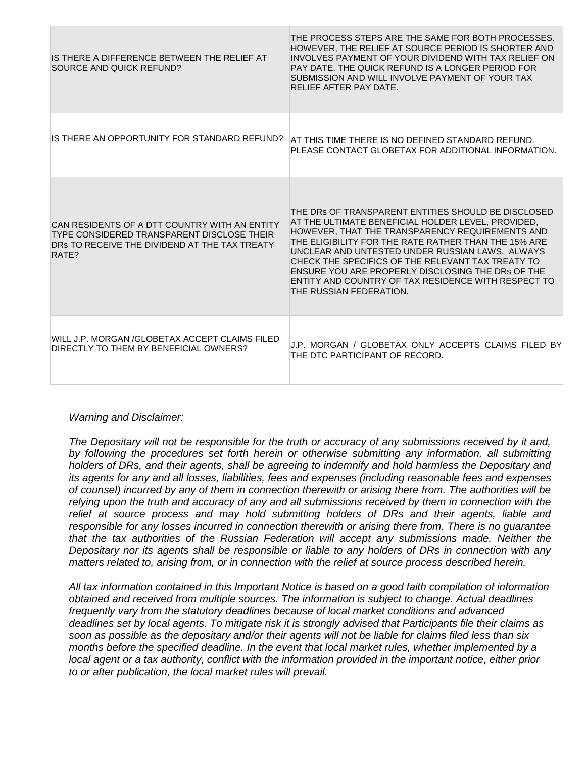| | |
|---|---|
| IS THERE A DIFFERENCE BETWEEN THE RELIEF AT SOURCE AND QUICK REFUND? | THE PROCESS STEPS ARE THE SAME FOR BOTH PROCESSES. HOWEVER, THE RELIEF AT SOURCE PERIOD IS SHORTER AND INVOLVES PAYMENT OF YOUR DIVIDEND WITH TAX RELIEF ON PAY DATE. THE QUICK REFUND IS A LONGER PERIOD FOR SUBMISSION AND WILL INVOLVE PAYMENT OF YOUR TAX RELIEF AFTER PAY DATE. |
| IS THERE AN OPPORTUNITY FOR STANDARD REFUND? | AT THIS TIME THERE IS NO DEFINED STANDARD REFUND. PLEASE CONTACT GLOBETAX FOR ADDITIONAL INFORMATION. |
| CAN RESIDENTS OF A DTT COUNTRY WITH AN ENTITY TYPE CONSIDERED TRANSPARENT DISCLOSE THEIR DRs TO RECEIVE THE DIVIDEND AT THE TAX TREATY RATE? | THE DRs OF TRANSPARENT ENTITIES SHOULD BE DISCLOSED AT THE ULTIMATE BENEFICIAL HOLDER LEVEL, PROVIDED, HOWEVER, THAT THE TRANSPARENCY REQUIREMENTS AND THE ELIGIBILITY FOR THE RATE RATHER THAN THE 15% ARE UNCLEAR AND UNTESTED UNDER RUSSIAN LAWS. ALWAYS CHECK THE SPECIFICS OF THE RELEVANT TAX TREATY TO ENSURE YOU ARE PROPERLY DISCLOSING THE DRs OF THE ENTITY AND COUNTRY OF TAX RESIDENCE WITH RESPECT TO THE RUSSIAN FEDERATION. |
| WILL J.P. MORGAN /GLOBETAX ACCEPT CLAIMS FILED DIRECTLY TO THEM BY BENEFICIAL OWNERS? | J.P. MORGAN / GLOBETAX ONLY ACCEPTS CLAIMS FILED BY THE DTC PARTICIPANT OF RECORD. |

*Warning and Disclaimer:*

*The Depositary will not be responsible for the truth or accuracy of any submissions received by it and, by following the procedures set forth herein or otherwise submitting any information, all submitting holders of DRs, and their agents, shall be agreeing to indemnify and hold harmless the Depositary and its agents for any and all losses, liabilities, fees and expenses (including reasonable fees and expenses of counsel) incurred by any of them in connection therewith or arising there from. The authorities will be relying upon the truth and accuracy of any and all submissions received by them in connection with the relief at source process and may hold submitting holders of DRs and their agents, liable and responsible for any losses incurred in connection therewith or arising there from. There is no guarantee that the tax authorities of the Russian Federation will accept any submissions made. Neither the Depositary nor its agents shall be responsible or liable to any holders of DRs in connection with any matters related to, arising from, or in connection with the relief at source process described herein.*

*All tax information contained in this Important Notice is based on a good faith compilation of information obtained and received from multiple sources. The information is subject to change. Actual deadlines frequently vary from the statutory deadlines because of local market conditions and advanced deadlines set by local agents. To mitigate risk it is strongly advised that Participants file their claims as soon as possible as the depositary and/or their agents will not be liable for claims filed less than six months before the specified deadline. In the event that local market rules, whether implemented by a local agent or a tax authority, conflict with the information provided in the important notice, either prior to or after publication, the local market rules will prevail.*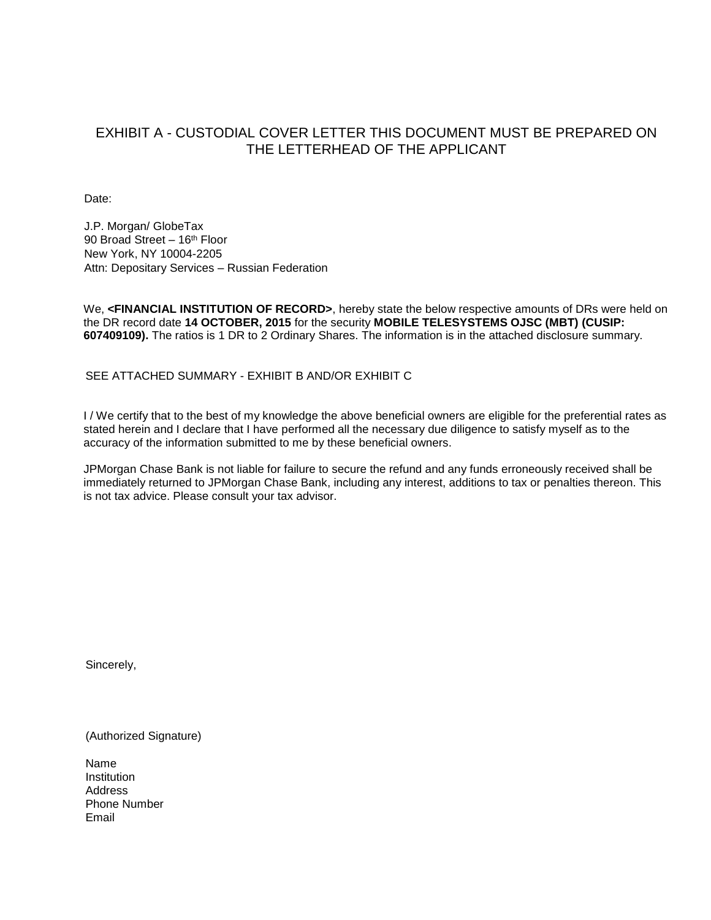# EXHIBIT A - CUSTODIAL COVER LETTER THIS DOCUMENT MUST BE PREPARED ON THE LETTERHEAD OF THE APPLICANT

Date:

J.P. Morgan/ GlobeTax
90 Broad Street – 16th Floor
New York, NY 10004-2205
Attn: Depositary Services – Russian Federation

We, **<FINANCIAL INSTITUTION OF RECORD>**, hereby state the below respective amounts of DRs were held on the DR record date **14 OCTOBER, 2015** for the security **MOBILE TELESYSTEMS OJSC (MBT) (CUSIP: 607409109).** The ratios is 1 DR to 2 Ordinary Shares. The information is in the attached disclosure summary.

SEE ATTACHED SUMMARY - EXHIBIT B AND/OR EXHIBIT C

I / We certify that to the best of my knowledge the above beneficial owners are eligible for the preferential rates as stated herein and I declare that I have performed all the necessary due diligence to satisfy myself as to the accuracy of the information submitted to me by these beneficial owners.

JPMorgan Chase Bank is not liable for failure to secure the refund and any funds erroneously received shall be immediately returned to JPMorgan Chase Bank, including any interest, additions to tax or penalties thereon. This is not tax advice. Please consult your tax advisor.

Sincerely,

(Authorized Signature)

Name
Institution
Address
Phone Number
Email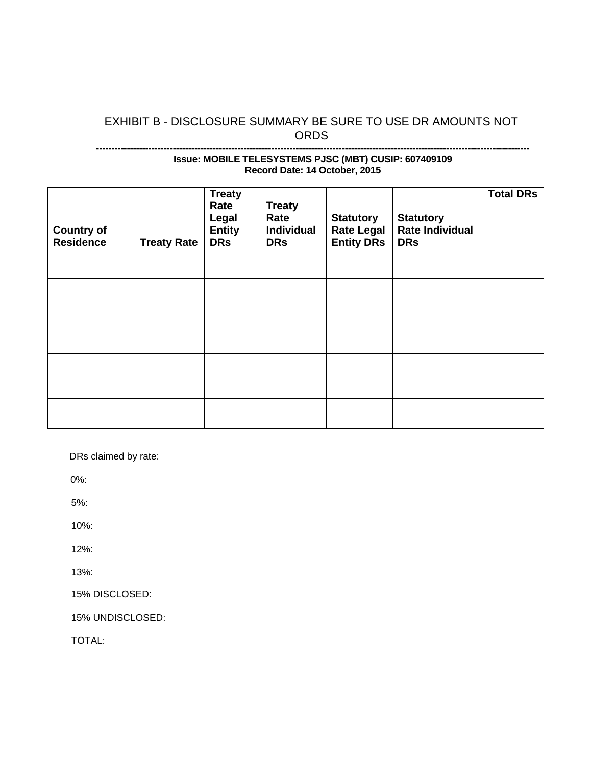# EXHIBIT B - DISCLOSURE SUMMARY BE SURE TO USE DR AMOUNTS NOT ORDS

----------------------------------------------------------------------------------------------------------------------------------------

**Issue: MOBILE TELESYSTEMS PJSC (MBT) CUSIP: 607409109**
**Record Date: 14 October, 2015**

| Country of Residence | Treaty Rate | Treaty Rate Legal Entity DRs | Treaty Rate Individual DRs | Statutory Rate Legal Entity DRs | Statutory Rate Individual DRs | Total DRs |
|---|---|---|---|---|---|---|
| | | | | | | |
| | | | | | | |
| | | | | | | |
| | | | | | | |
| | | | | | | |
| | | | | | | |
| | | | | | | |
| | | | | | | |
| | | | | | | |
| | | | | | | |
| | | | | | | |
| | | | | | | |

DRs claimed by rate:

0%:

5%:

10%:

12%:

13%:

15% DISCLOSED:

15% UNDISCLOSED:

TOTAL: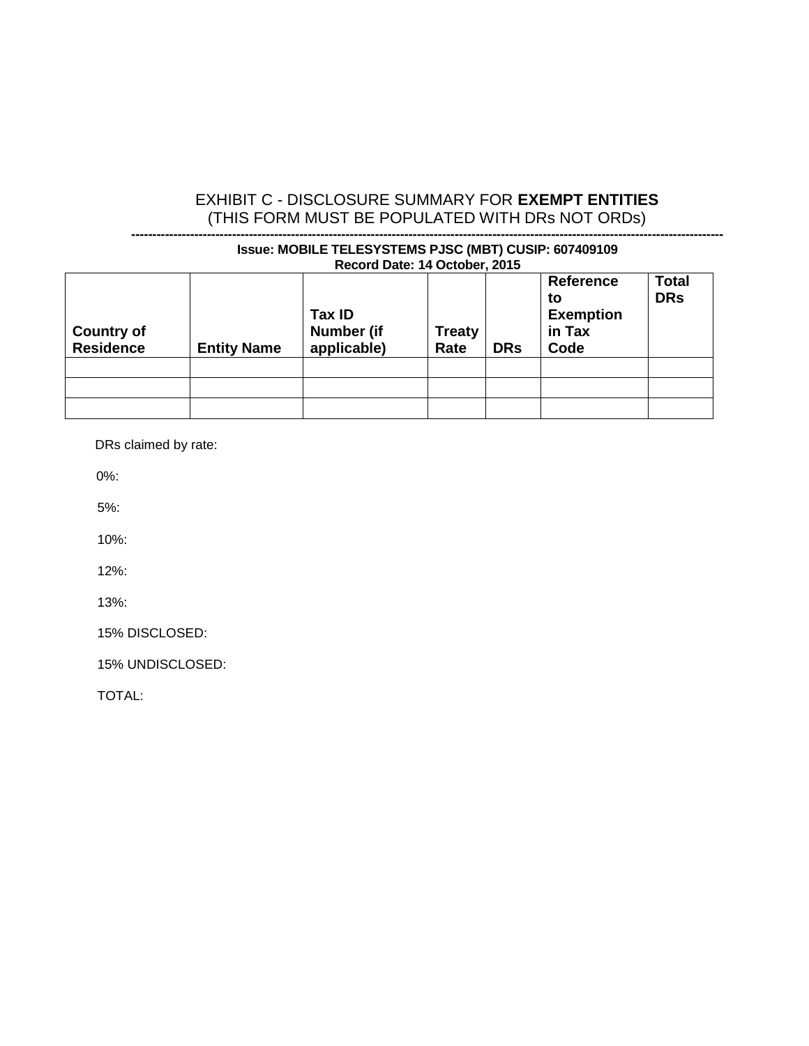# EXHIBIT C - DISCLOSURE SUMMARY FOR **EXEMPT ENTITIES**

(THIS FORM MUST BE POPULATED WITH DRs NOT ORDs)

---

**Issue: MOBILE TELESYSTEMS PJSC (MBT) CUSIP: 607409109**
**Record Date: 14 October, 2015**

| Country of Residence | Entity Name | Tax ID Number (if applicable) | Treaty Rate | DRs | Reference to Exemption in Tax Code | Total DRs |
|---|---|---|---|---|---|---|
| | | | | | | |
| | | | | | | |
| | | | | | | |

DRs claimed by rate:

0%:

5%:

10%:

12%:

13%:

15% DISCLOSED:

15% UNDISCLOSED:

TOTAL: